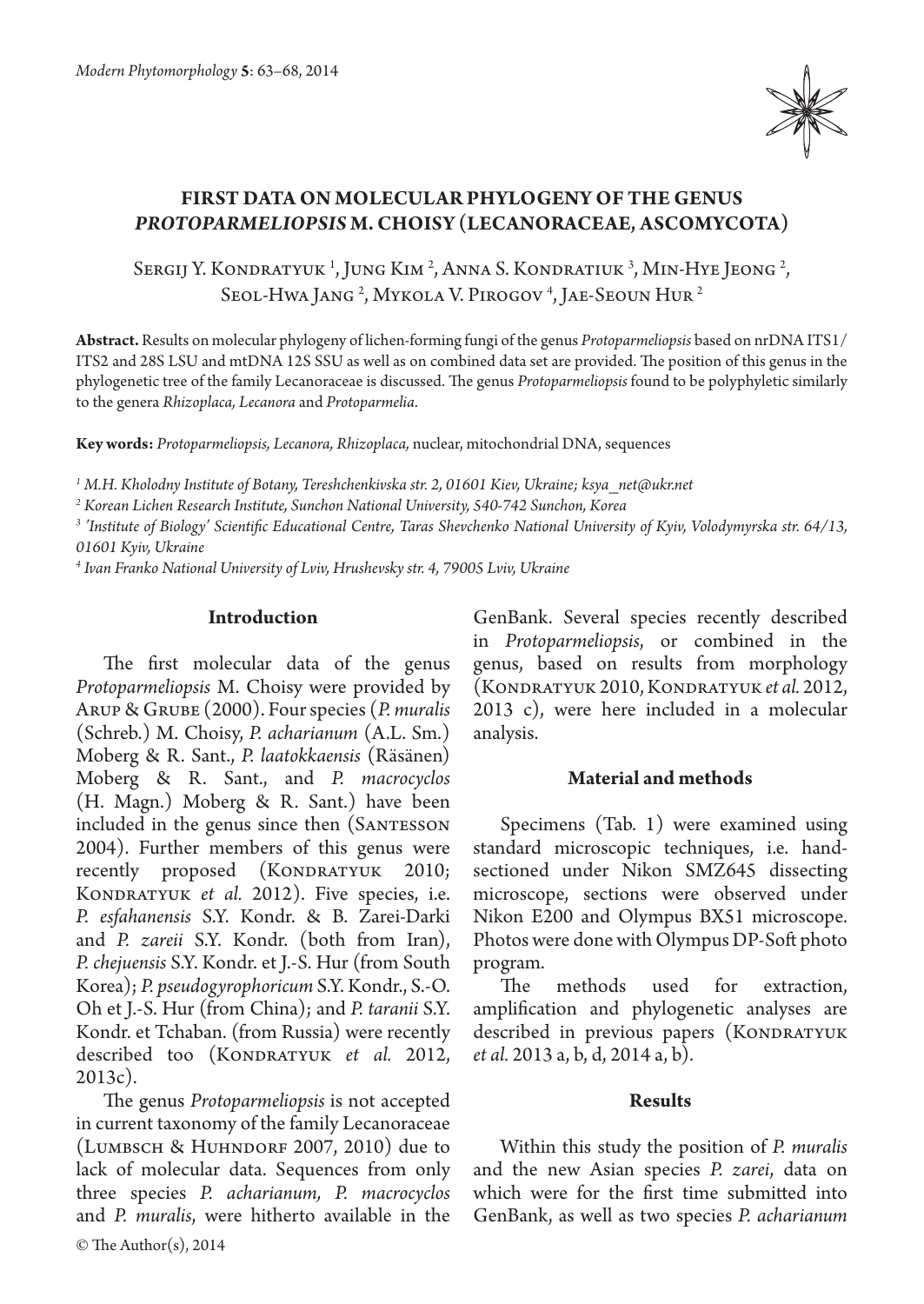# FIRST DATA ON MOLECULAR PHYLOGENY OF THE GENUS *PROTOPARMELIOPSIS* M. CHOISY (LECANORACEAE, ASCOMYCOTA)

Sergij Y. Kondratyuk [1], Jung Kim [2], Anna S. Kondratiuk [3], Min-Hye Jeong [2], Seol-Hwa Jang [2], Mykola V. Pirogov [4], Jae-Seoun Hur [2]

**Abstract.** Results on molecular phylogeny of lichen-forming fungi of the genus *Protoparmeliopsis* based on nrDNA ITS1/ITS2 and 28S LSU and mtDNA 12S SSU as well as on combined data set are provided. The position of this genus in the phylogenetic tree of the family Lecanoraceae is discussed. The genus *Protoparmeliopsis* found to be polyphyletic similarly to the genera *Rhizoplaca, Lecanora* and *Protoparmelia*.

**Key words:** *Protoparmeliopsis, Lecanora, Rhizoplaca,* nuclear, mitochondrial DNA, sequences

[1] M.H. Kholodny Institute of Botany, Tereshchenkivska str. 2, 01601 Kiev, Ukraine; ksya_net@ukr.net

[2] Korean Lichen Research Institute, Sunchon National University, 540-742 Sunchon, Korea

[3] 'Institute of Biology' Scientific Educational Centre, Taras Shevchenko National University of Kyiv, Volodymyrska str. 64/13, 01601 Kyiv, Ukraine

[4] Ivan Franko National University of Lviv, Hrushevsky str. 4, 79005 Lviv, Ukraine

## Introduction

The first molecular data of the genus *Protoparmeliopsis* M. Choisy were provided by Arup & Grube (2000). Four species (*P. muralis* (Schreb.) M. Choisy, *P. acharianum* (A.L. Sm.) Moberg & R. Sant., *P. laatokkaensis* (Räsänen) Moberg & R. Sant., and *P. macrocyclos* (H. Magn.) Moberg & R. Sant.) have been included in the genus since then (Santesson 2004). Further members of this genus were recently proposed (Kondratyuk 2010; Kondratyuk *et al.* 2012). Five species, i.e. *P. esfahanensis* S.Y. Kondr. & B. Zarei-Darki and *P. zareii* S.Y. Kondr. (both from Iran), *P. chejuensis* S.Y. Kondr. et J.-S. Hur (from South Korea); *P. pseudogyrophoricum* S.Y. Kondr., S.-O. Oh et J.-S. Hur (from China); and *P. taranii* S.Y. Kondr. et Tchaban. (from Russia) were recently described too (Kondratyuk *et al.* 2012, 2013c).

The genus *Protoparmeliopsis* is not accepted in current taxonomy of the family Lecanoraceae (Lumbsch & Huhndorf 2007, 2010) due to lack of molecular data. Sequences from only three species *P. acharianum, P. macrocyclos* and *P. muralis*, were hitherto available in the GenBank. Several species recently described in *Protoparmeliopsis*, or combined in the genus, based on results from morphology (Kondratyuk 2010, Kondratyuk *et al.* 2012, 2013 c), were here included in a molecular analysis.

## Material and methods

Specimens (Tab. 1) were examined using standard microscopic techniques, i.e. hand-sectioned under Nikon SMZ645 dissecting microscope, sections were observed under Nikon E200 and Olympus BX51 microscope. Photos were done with Olympus DP-Soft photo program.

The methods used for extraction, amplification and phylogenetic analyses are described in previous papers (Kondratyuk *et al.* 2013 a, b, d, 2014 a, b).

## Results

Within this study the position of *P. muralis* and the new Asian species *P. zarei*, data on which were for the first time submitted into GenBank, as well as two species *P. acharianum*

© The Author(s), 2014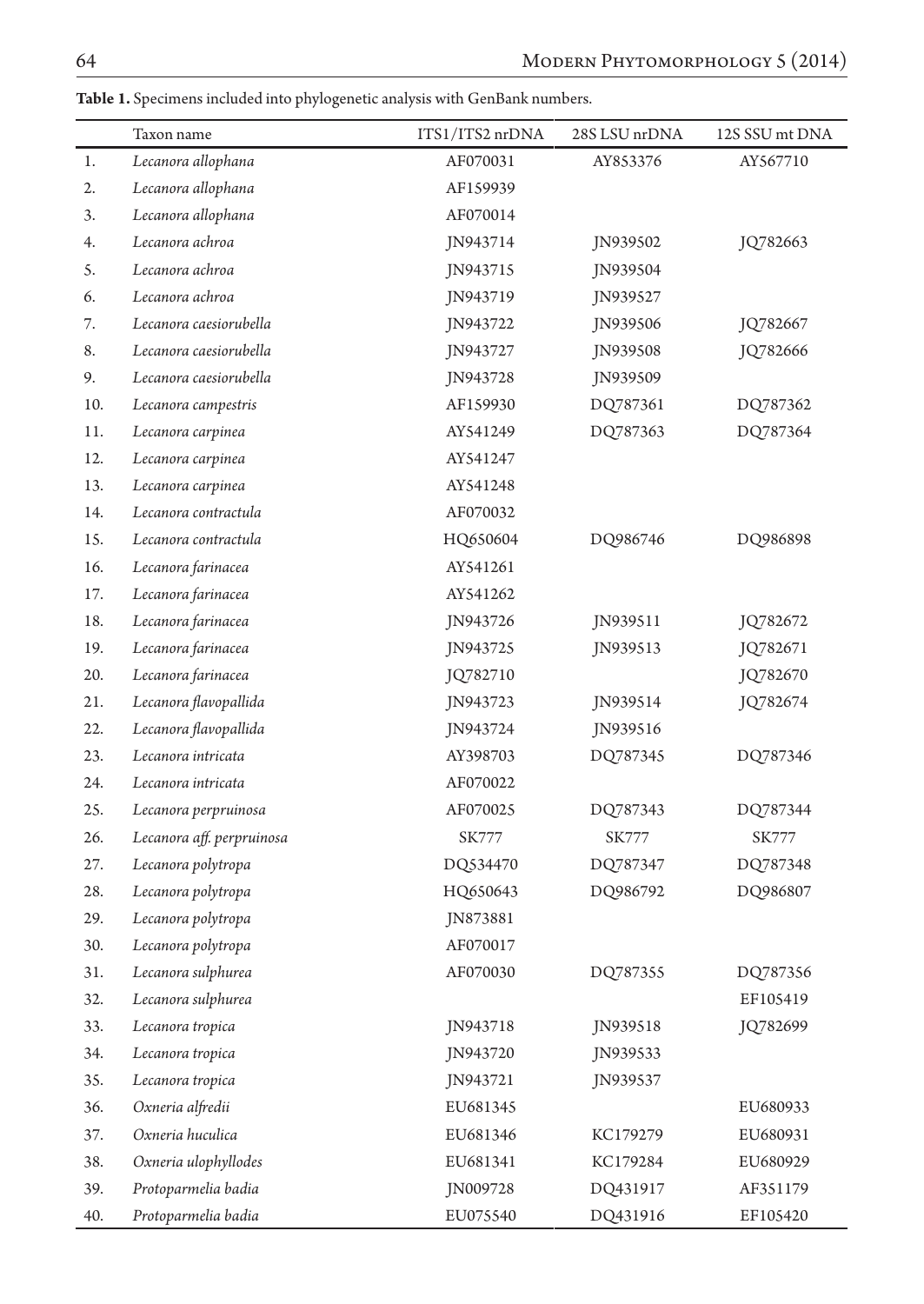**Table 1.** Specimens included into phylogenetic analysis with GenBank numbers.

| | Taxon name | ITS1/ITS2 nrDNA | 28S LSU nrDNA | 12S SSU mt DNA |
|---|---|---|---|---|
| 1. | *Lecanora allophana* | AF070031 | AY853376 | AY567710 |
| 2. | *Lecanora allophana* | AF159939 | | |
| 3. | *Lecanora allophana* | AF070014 | | |
| 4. | *Lecanora achroa* | JN943714 | JN939502 | JQ782663 |
| 5. | *Lecanora achroa* | JN943715 | JN939504 | |
| 6. | *Lecanora achroa* | JN943719 | JN939527 | |
| 7. | *Lecanora caesiorubella* | JN943722 | JN939506 | JQ782667 |
| 8. | *Lecanora caesiorubella* | JN943727 | JN939508 | JQ782666 |
| 9. | *Lecanora caesiorubella* | JN943728 | JN939509 | |
| 10. | *Lecanora campestris* | AF159930 | DQ787361 | DQ787362 |
| 11. | *Lecanora carpinea* | AY541249 | DQ787363 | DQ787364 |
| 12. | *Lecanora carpinea* | AY541247 | | |
| 13. | *Lecanora carpinea* | AY541248 | | |
| 14. | *Lecanora contractula* | AF070032 | | |
| 15. | *Lecanora contractula* | HQ650604 | DQ986746 | DQ986898 |
| 16. | *Lecanora farinacea* | AY541261 | | |
| 17. | *Lecanora farinacea* | AY541262 | | |
| 18. | *Lecanora farinacea* | JN943726 | JN939511 | JQ782672 |
| 19. | *Lecanora farinacea* | JN943725 | JN939513 | JQ782671 |
| 20. | *Lecanora farinacea* | JQ782710 | | JQ782670 |
| 21. | *Lecanora flavopallida* | JN943723 | JN939514 | JQ782674 |
| 22. | *Lecanora flavopallida* | JN943724 | JN939516 | |
| 23. | *Lecanora intricata* | AY398703 | DQ787345 | DQ787346 |
| 24. | *Lecanora intricata* | AF070022 | | |
| 25. | *Lecanora perpruinosa* | AF070025 | DQ787343 | DQ787344 |
| 26. | *Lecanora aff. perpruinosa* | SK777 | SK777 | SK777 |
| 27. | *Lecanora polytropa* | DQ534470 | DQ787347 | DQ787348 |
| 28. | *Lecanora polytropa* | HQ650643 | DQ986792 | DQ986807 |
| 29. | *Lecanora polytropa* | JN873881 | | |
| 30. | *Lecanora polytropa* | AF070017 | | |
| 31. | *Lecanora sulphurea* | AF070030 | DQ787355 | DQ787356 |
| 32. | *Lecanora sulphurea* | | | EF105419 |
| 33. | *Lecanora tropica* | JN943718 | JN939518 | JQ782699 |
| 34. | *Lecanora tropica* | JN943720 | JN939533 | |
| 35. | *Lecanora tropica* | JN943721 | JN939537 | |
| 36. | *Oxneria alfredii* | EU681345 | | EU680933 |
| 37. | *Oxneria huculica* | EU681346 | KC179279 | EU680931 |
| 38. | *Oxneria ulophyllodes* | EU681341 | KC179284 | EU680929 |
| 39. | *Protoparmelia badia* | JN009728 | DQ431917 | AF351179 |
| 40. | *Protoparmelia badia* | EU075540 | DQ431916 | EF105420 |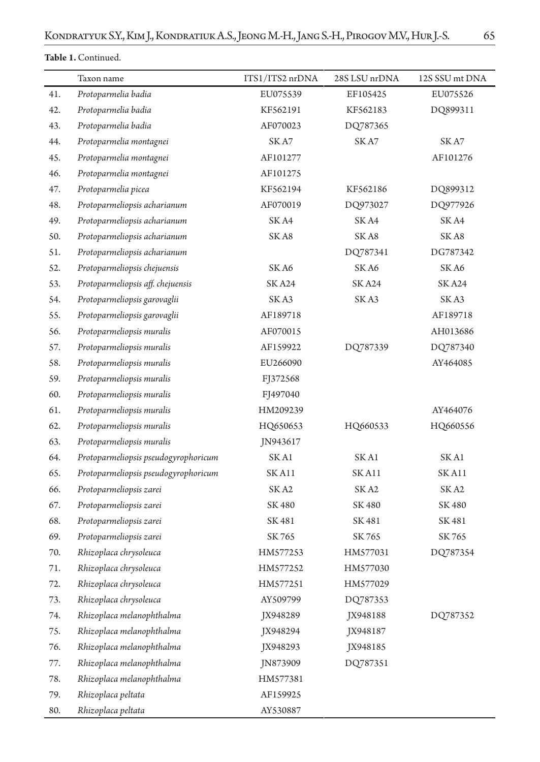**Table 1.** Continued.

| | Taxon name | ITS1/ITS2 nrDNA | 28S LSU nrDNA | 12S SSU mt DNA |
|---|---|---|---|---|
| 41. | *Protoparmelia badia* | EU075539 | EF105425 | EU075526 |
| 42. | *Protoparmelia badia* | KF562191 | KF562183 | DQ899311 |
| 43. | *Protoparmelia badia* | AF070023 | DQ787365 | |
| 44. | *Protoparmelia montagnei* | SK A7 | SK A7 | SK A7 |
| 45. | *Protoparmelia montagnei* | AF101277 | | AF101276 |
| 46. | *Protoparmelia montagnei* | AF101275 | | |
| 47. | *Protoparmelia picea* | KF562194 | KF562186 | DQ899312 |
| 48. | *Protoparmeliopsis acharianum* | AF070019 | DQ973027 | DQ977926 |
| 49. | *Protoparmeliopsis acharianum* | SK A4 | SK A4 | SK A4 |
| 50. | *Protoparmeliopsis acharianum* | SK A8 | SK A8 | SK A8 |
| 51. | *Protoparmeliopsis acharianum* | | DQ787341 | DG787342 |
| 52. | *Protoparmeliopsis chejuensis* | SK A6 | SK A6 | SK A6 |
| 53. | *Protoparmeliopsis aff. chejuensis* | SK A24 | SK A24 | SK A24 |
| 54. | *Protoparmeliopsis garovaglii* | SK A3 | SK A3 | SK A3 |
| 55. | *Protoparmeliopsis garovaglii* | AF189718 | | AF189718 |
| 56. | *Protoparmeliopsis muralis* | AF070015 | | AH013686 |
| 57. | *Protoparmeliopsis muralis* | AF159922 | DQ787339 | DQ787340 |
| 58. | *Protoparmeliopsis muralis* | EU266090 | | AY464085 |
| 59. | *Protoparmeliopsis muralis* | FJ372568 | | |
| 60. | *Protoparmeliopsis muralis* | FJ497040 | | |
| 61. | *Protoparmeliopsis muralis* | HM209239 | | AY464076 |
| 62. | *Protoparmeliopsis muralis* | HQ650653 | HQ660533 | HQ660556 |
| 63. | *Protoparmeliopsis muralis* | JN943617 | | |
| 64. | *Protoparmeliopsis pseudogyrophoricum* | SK A1 | SK A1 | SK A1 |
| 65. | *Protoparmeliopsis pseudogyrophoricum* | SK A11 | SK A11 | SK A11 |
| 66. | *Protoparmeliopsis zarei* | SK A2 | SK A2 | SK A2 |
| 67. | *Protoparmeliopsis zarei* | SK 480 | SK 480 | SK 480 |
| 68. | *Protoparmeliopsis zarei* | SK 481 | SK 481 | SK 481 |
| 69. | *Protoparmeliopsis zarei* | SK 765 | SK 765 | SK 765 |
| 70. | *Rhizoplaca chrysoleuca* | HM577253 | HM577031 | DQ787354 |
| 71. | *Rhizoplaca chrysoleuca* | HM577252 | HM577030 | |
| 72. | *Rhizoplaca chrysoleuca* | HM577251 | HM577029 | |
| 73. | *Rhizoplaca chrysoleuca* | AY509799 | DQ787353 | |
| 74. | *Rhizoplaca melanophthalma* | JX948289 | JX948188 | DQ787352 |
| 75. | *Rhizoplaca melanophthalma* | JX948294 | JX948187 | |
| 76. | *Rhizoplaca melanophthalma* | JX948293 | JX948185 | |
| 77. | *Rhizoplaca melanophthalma* | JN873909 | DQ787351 | |
| 78. | *Rhizoplaca melanophthalma* | HM577381 | | |
| 79. | *Rhizoplaca peltata* | AF159925 | | |
| 80. | *Rhizoplaca peltata* | AY530887 | | |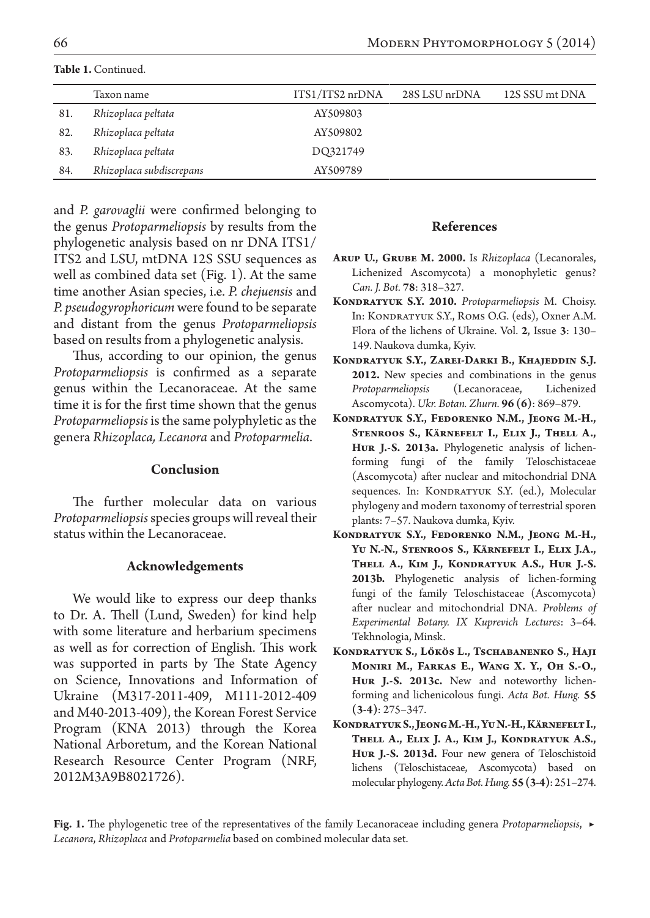**Table 1.** Continued.

| | Taxon name | ITS1/ITS2 nrDNA | 28S LSU nrDNA | 12S SSU mt DNA |
|---|---|---|---|---|
| 81. | *Rhizoplaca peltata* | AY509803 | | |
| 82. | *Rhizoplaca peltata* | AY509802 | | |
| 83. | *Rhizoplaca peltata* | DQ321749 | | |
| 84. | *Rhizoplaca subdiscrepans* | AY509789 | | |

and *P. garovaglii* were confirmed belonging to the genus *Protoparmeliopsis* by results from the phylogenetic analysis based on nr DNA ITS1/ITS2 and LSU, mtDNA 12S SSU sequences as well as combined data set (Fig. 1). At the same time another Asian species, i.e. *P. chejuensis* and *P. pseudogyrophoricum* were found to be separate and distant from the genus *Protoparmeliopsis* based on results from a phylogenetic analysis.

Thus, according to our opinion, the genus *Protoparmeliopsis* is confirmed as a separate genus within the Lecanoraceae. At the same time it is for the first time shown that the genus *Protoparmeliopsis* is the same polyphyletic as the genera *Rhizoplaca, Lecanora* and *Protoparmelia*.

## Conclusion

The further molecular data on various *Protoparmeliopsis* species groups will reveal their status within the Lecanoraceae.

## Acknowledgements

We would like to express our deep thanks to Dr. A. Thell (Lund, Sweden) for kind help with some literature and herbarium specimens as well as for correction of English. This work was supported in parts by The State Agency on Science, Innovations and Information of Ukraine (M317-2011-409, M111-2012-409 and M40-2013-409), the Korean Forest Service Program (KNA 2013) through the Korea National Arboretum, and the Korean National Research Resource Center Program (NRF, 2012M3A9B8021726).

## References

**Arup U., Grube M. 2000.** Is *Rhizoplaca* (Lecanorales, Lichenized Ascomycota) a monophyletic genus? *Can. J. Bot.* **78**: 318–327.

**Kondratyuk S.Y. 2010.** *Protoparmeliopsis* M. Choisy. In: Kondratyuk S.Y., Roms O.G. (eds), Oxner A.M. Flora of the lichens of Ukraine. Vol. **2**, Issue **3**: 130–149. Naukova dumka, Kyiv.

**Kondratyuk S.Y., Zarei-Darki B., Khajeddin S.J. 2012.** New species and combinations in the genus *Protoparmeliopsis* (Lecanoraceae, Lichenized Ascomycota). *Ukr. Botan. Zhurn.* **96 (6)**: 869–879.

**Kondratyuk S.Y., Fedorenko N.M., Jeong M.-H., Stenroos S., Kärnefelt I., Elix J., Thell A., Hur J.-S. 2013a.** Phylogenetic analysis of lichen-forming fungi of the family Teloschistaceae (Ascomycota) after nuclear and mitochondrial DNA sequences. In: Kondratyuk S.Y. (ed.), Molecular phylogeny and modern taxonomy of terrestrial sporen plants: 7–57. Naukova dumka, Kyiv.

**Kondratyuk S.Y., Fedorenko N.M., Jeong M.-H., Yu N.-N., Stenroos S., Kärnefelt I., Elix J.A., Thell A., Kim J., Kondratyuk A.S., Hur J.-S. 2013b.** Phylogenetic analysis of lichen-forming fungi of the family Teloschistaceae (Ascomycota) after nuclear and mitochondrial DNA. *Problems of Experimental Botany. IX Kuprevich Lectures*: 3–64. Tekhnologia, Minsk.

**Kondratyuk S., Lőkös L., Tschabanenko S., Haji Moniri M., Farkas E., Wang X. Y., Oh S.-O., Hur J.-S. 2013c.** New and noteworthy lichen-forming and lichenicolous fungi. *Acta Bot. Hung.* **55 (3-4)**: 275–347.

**Kondratyuk S., Jeong M.-H., Yu N.-H., Kärnefelt I., Thell A., Elix J. A., Kim J., Kondratyuk A.S., Hur J.-S. 2013d.** Four new genera of Teloschistoid lichens (Teloschistaceae, Ascomycota) based on molecular phylogeny. *Acta Bot. Hung.* **55 (3-4)**: 251–274.

**Fig. 1.** The phylogenetic tree of the representatives of the family Lecanoraceae including genera *Protoparmeliopsis*, *Lecanora*, *Rhizoplaca* and *Protoparmelia* based on combined molecular data set.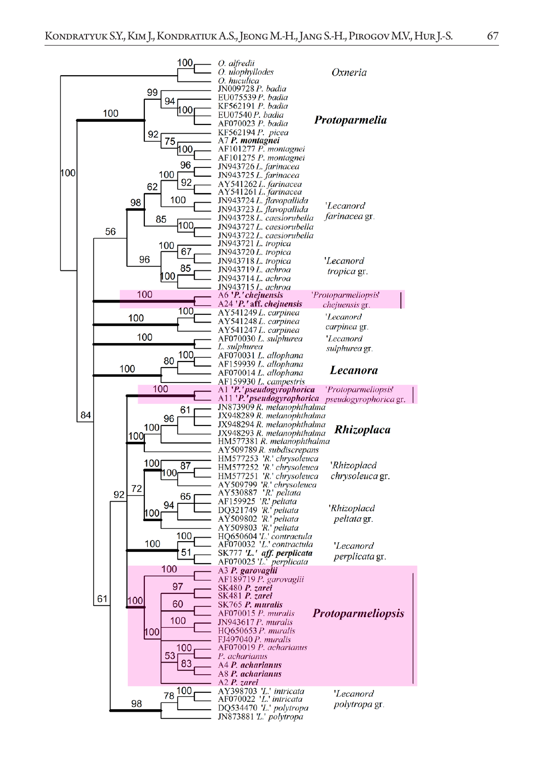O. alfredii
O. ulophyllodes
O. huculica

*Oxneria*

JN009728 *P. badia*
EU075539 *P. badia*
KF562191 *P. badia*
EU07540 *P. badia*
AF070023 *P. badia*
KF562194 *P. picea*
A7 ***P. montagnei***
AF101277 *P. montagnei*
AF101275 *P. montagnei*

***Protoparmelia***

JN943726 *L. farinacea*
JN943725 *L. farinacea*
AY541262 *L. farinacea*
AY541261 *L. farinacea*
JN943724 *L. flavopallida*
JN943723 *L. flavopallida*
JN943728 *L. caesiorubella*
JN943727 *L. caesiorubella*
JN943722 *L. caesiorubella*

*'Lecanora' farinacea* gr.

JN943721 *L. tropica*
JN943720 *L. tropica*
JN943718 *L. tropica*
JN943719 *L. achroa*
JN943714 *L. achroa*
JN943715 *L. achroa*

*'Lecanora' tropica* gr.

A6 ***'P.' chejuensis***
A24 ***'P.' aff. chejuensis***

*'Protoparmeliopsis' chejuensis* gr.

AY541249 *L. carpinea*
AY541248 *L. carpinea*
AY541247 *L. carpinea*

*'Lecanora' carpinea* gr.

AF070030 *L. sulphurea*
*L. sulphurea*

*'Lecanora' sulphurea* gr.

AF070031 *L. allophana*
AF159939 *L. allophana*
AF070014 *L. allophana*
AF159930 *L. campestris*

***Lecanora***

A1 ***'P.' pseudogyrophorica***
A11 ***'P.' pseudogyrophorica***

*'Protoparmeliopsis' pseudogyrophorica* gr.

JN873909 *R. melanophthalma*
JX948289 *R. melanophthalma*
JX948294 *R. melanophthalma*
JX948293 *R. melanophthalma*
HM577381 *R. melanophthalma*
AY509789 *R. subdiscrepans*

***Rhizoplaca***

HM577253 *'R.' chrysoleuca*
HM577252 *'R.' chrysoleuca*
HM577251 *'R.' chrysoleuca*
AY509799 *'R.' chrysoleuca*

*'Rhizoplaca' chrysoleuca* gr.

AY530887 *'R.' peltata*
AF159925 *'R.' peltata*
DQ321749 *'R.' peltata*
AY509802 *'R.' peltata*
AY509803 *'R.' peltata*

*'Rhizoplaca' peltata* gr.

HQ650604 *'L.' contractula*
AF070032 *'L.' contractula*
SK777 ***'L.' aff. perplicata***
AF070025 *'L.' perplicata*

*'Lecanora' perplicata* gr.

A3 ***P. garovaglii***
AF189719 *P. garovaglii*
SK480 ***P. zarei***
SK481 ***P. zarei***
SK765 ***P. muralis***
AF070015 *P. muralis*
JN943617 *P. muralis*
HQ650653 *P. muralis*
FJ497040 *P. muralis*
AF070019 *P. acharianus*
*P. acharianus*
A4 ***P. acharianus***
A8 ***P. acharianus***
A2 ***P. zarei***

***Protoparmeliopsis***

AY398703 *'L.' intricata*
AF070022 *'L.' intricata*
DQ534470 *'L.' polytropa*
JN873881 *'L.' polytropa*

*'Lecanora' polytropa* gr.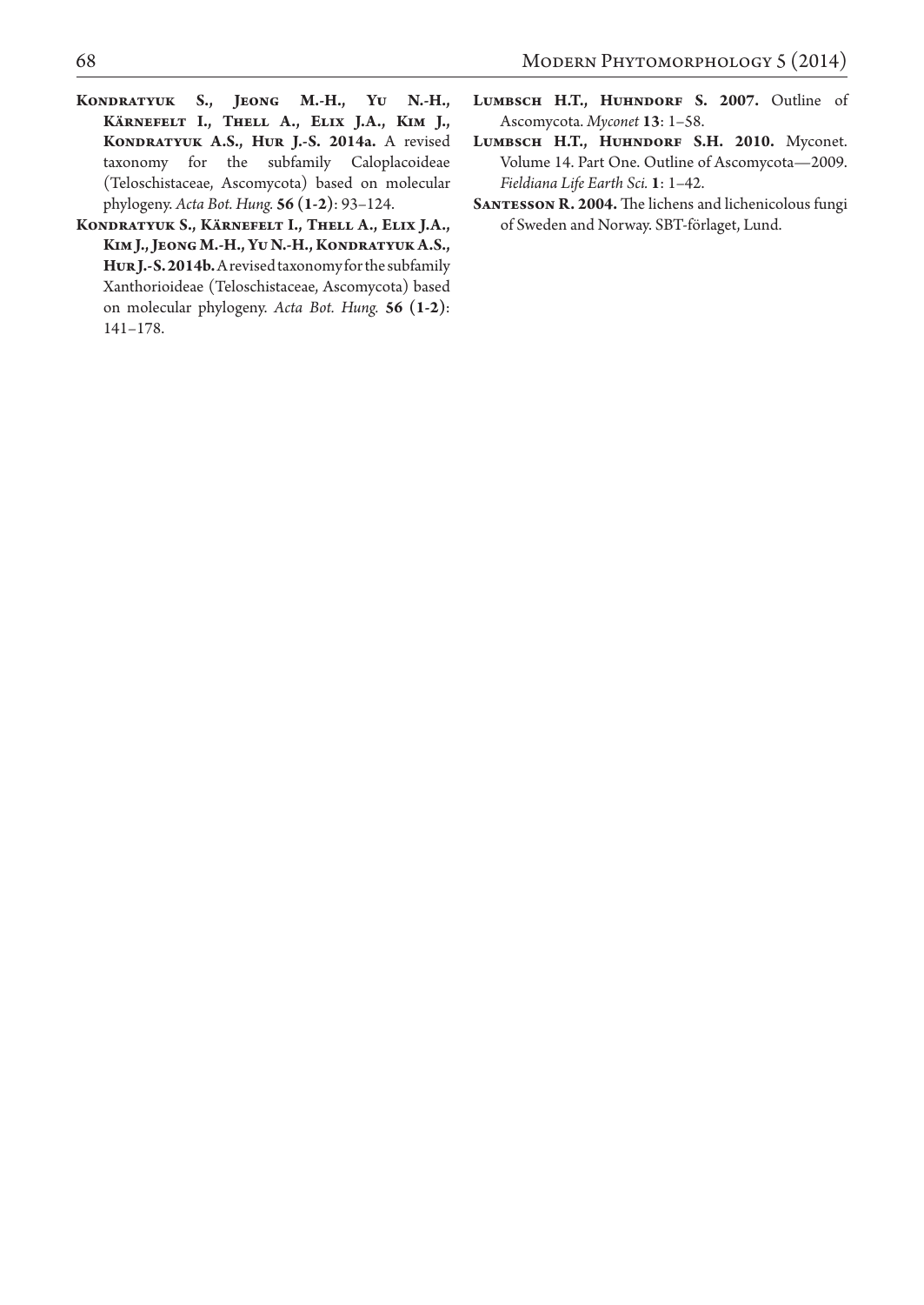**Kondratyuk S., Jeong M.-H., Yu N.-H., Kärnefelt I., Thell A., Elix J.A., Kim J., Kondratyuk A.S., Hur J.-S. 2014a.** A revised taxonomy for the subfamily Caloplacoideae (Teloschistaceae, Ascomycota) based on molecular phylogeny. *Acta Bot. Hung.* **56 (1-2)**: 93–124.

**Kondratyuk S., Kärnefelt I., Thell A., Elix J.A., Kim J., Jeong M.-H., Yu N.-H., Kondratyuk A.S., Hur J.-S. 2014b.** A revised taxonomy for the subfamily Xanthorioideae (Teloschistaceae, Ascomycota) based on molecular phylogeny. *Acta Bot. Hung.* **56 (1-2)**: 141–178.

**Lumbsch H.T., Huhndorf S. 2007.** Outline of Ascomycota. *Myconet* **13**: 1–58.

**Lumbsch H.T., Huhndorf S.H. 2010.** Myconet. Volume 14. Part One. Outline of Ascomycota—2009. *Fieldiana Life Earth Sci.* **1**: 1–42.

**Santesson R. 2004.** The lichens and lichenicolous fungi of Sweden and Norway. SBT-förlaget, Lund.